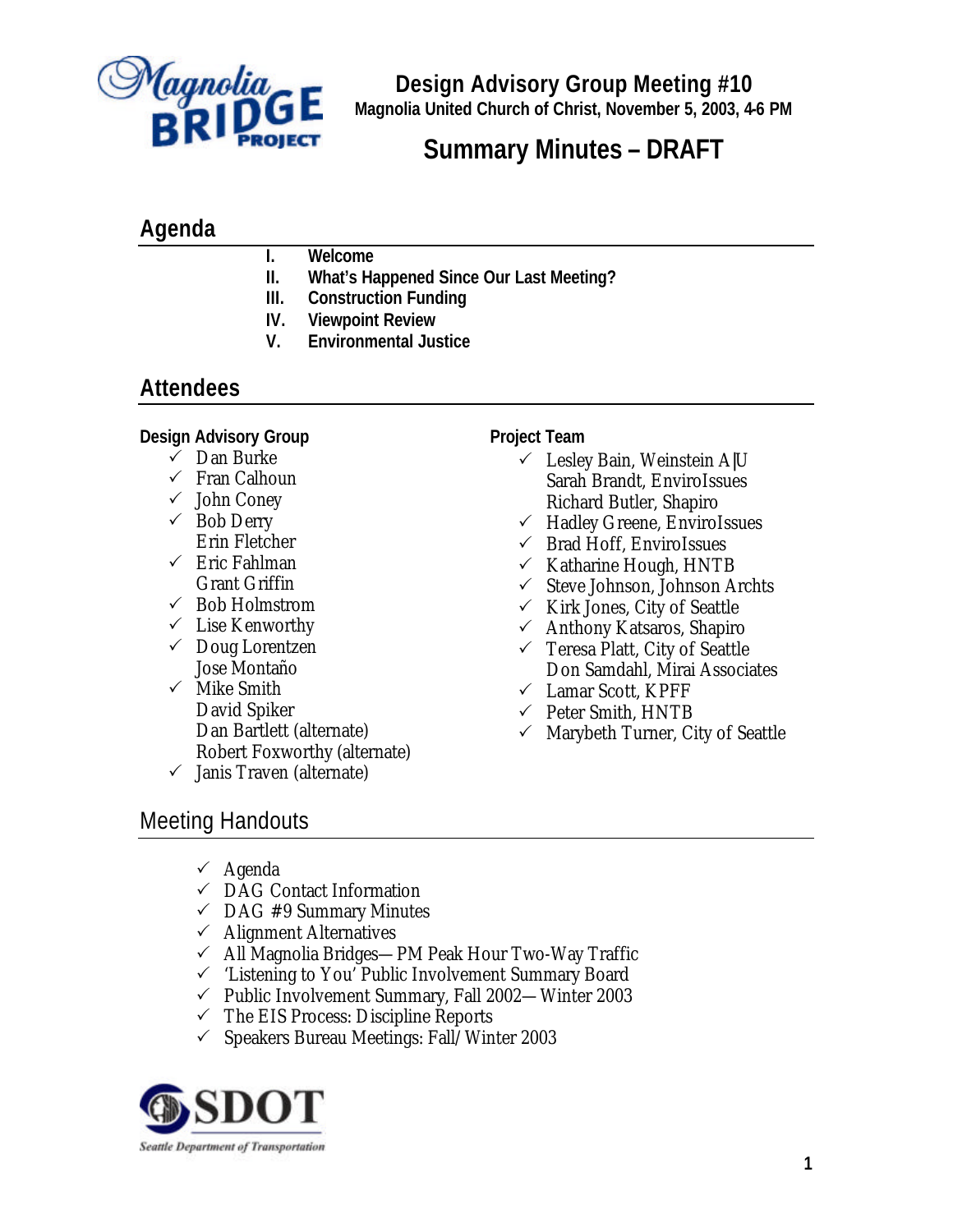# Design Advisory Group Meeting #10

**Magnolia United Church of Christ, November 5, 2003, 4-6 PM**

## Summary Minutes – DRAFT

## Agenda

I. **Welcome**
II. **What's Happened Since Our Last Meeting?**
III. **Construction Funding**
IV. **Viewpoint Review**
V. **Environmental Justice**

## Attendees

**Design Advisory Group**

- ✓ Dan Burke
- ✓ Fran Calhoun
- ✓ John Coney
- ✓ Bob Derry
- Erin Fletcher
- ✓ Eric Fahlman
- Grant Griffin
- ✓ Bob Holmstrom
- ✓ Lise Kenworthy
- ✓ Doug Lorentzen
- Jose Montaño
- ✓ Mike Smith
- David Spiker
- Dan Bartlett (alternate)
- Robert Foxworthy (alternate)
- ✓ Janis Traven (alternate)

**Project Team**

- ✓ Lesley Bain, Weinstein A|U
- Sarah Brandt, EnviroIssues
- Richard Butler, Shapiro
- ✓ Hadley Greene, EnviroIssues
- ✓ Brad Hoff, EnviroIssues
- ✓ Katharine Hough, HNTB
- ✓ Steve Johnson, Johnson Archts
- ✓ Kirk Jones, City of Seattle
- ✓ Anthony Katsaros, Shapiro
- ✓ Teresa Platt, City of Seattle
- Don Samdahl, Mirai Associates
- ✓ Lamar Scott, KPFF
- ✓ Peter Smith, HNTB
- ✓ Marybeth Turner, City of Seattle

## Meeting Handouts

- ✓ Agenda
- ✓ DAG Contact Information
- ✓ DAG #9 Summary Minutes
- ✓ Alignment Alternatives
- ✓ All Magnolia Bridges—PM Peak Hour Two-Way Traffic
- ✓ 'Listening to You' Public Involvement Summary Board
- ✓ Public Involvement Summary, Fall 2002—Winter 2003
- ✓ The EIS Process: Discipline Reports
- ✓ Speakers Bureau Meetings: Fall/Winter 2003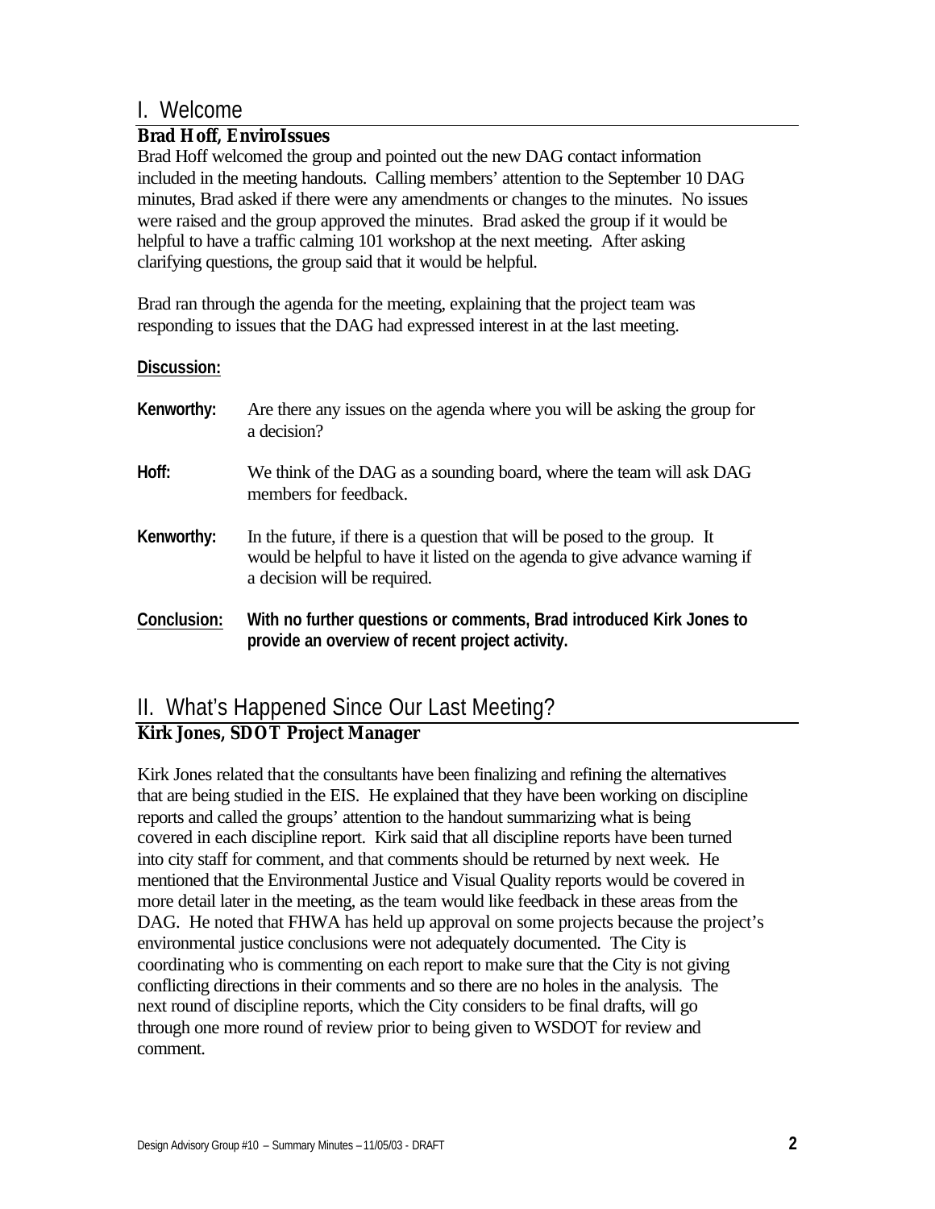## I. Welcome

**Brad Hoff, EnviroIssues**

Brad Hoff welcomed the group and pointed out the new DAG contact information included in the meeting handouts. Calling members' attention to the September 10 DAG minutes, Brad asked if there were any amendments or changes to the minutes. No issues were raised and the group approved the minutes. Brad asked the group if it would be helpful to have a traffic calming 101 workshop at the next meeting. After asking clarifying questions, the group said that it would be helpful.

Brad ran through the agenda for the meeting, explaining that the project team was responding to issues that the DAG had expressed interest in at the last meeting.

**Discussion:**

**Kenworthy:** Are there any issues on the agenda where you will be asking the group for a decision?

**Hoff:** We think of the DAG as a sounding board, where the team will ask DAG members for feedback.

**Kenworthy:** In the future, if there is a question that will be posed to the group. It would be helpful to have it listed on the agenda to give advance warning if a decision will be required.

**Conclusion:** **With no further questions or comments, Brad introduced Kirk Jones to provide an overview of recent project activity.**

## II. What's Happened Since Our Last Meeting?

**Kirk Jones, SDOT Project Manager**

Kirk Jones related that the consultants have been finalizing and refining the alternatives that are being studied in the EIS. He explained that they have been working on discipline reports and called the groups' attention to the handout summarizing what is being covered in each discipline report. Kirk said that all discipline reports have been turned into city staff for comment, and that comments should be returned by next week. He mentioned that the Environmental Justice and Visual Quality reports would be covered in more detail later in the meeting, as the team would like feedback in these areas from the DAG. He noted that FHWA has held up approval on some projects because the project's environmental justice conclusions were not adequately documented. The City is coordinating who is commenting on each report to make sure that the City is not giving conflicting directions in their comments and so there are no holes in the analysis. The next round of discipline reports, which the City considers to be final drafts, will go through one more round of review prior to being given to WSDOT for review and comment.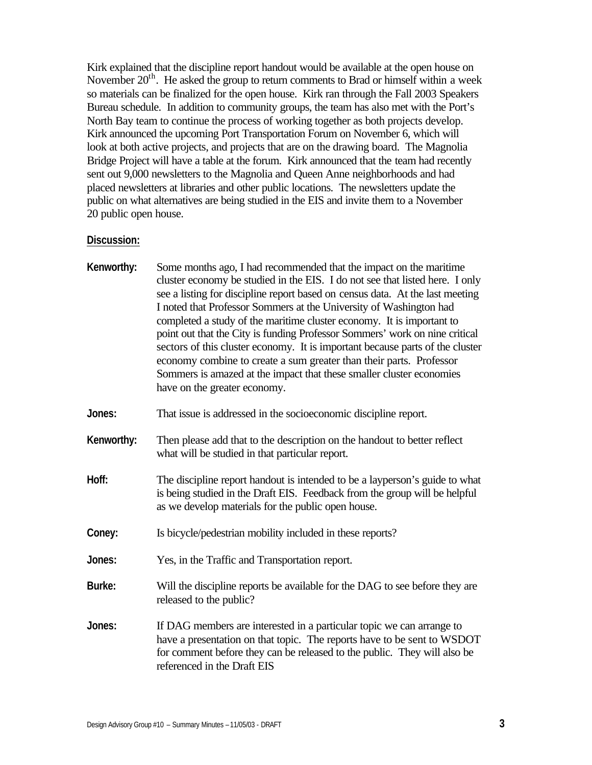Kirk explained that the discipline report handout would be available at the open house on November 20th. He asked the group to return comments to Brad or himself within a week so materials can be finalized for the open house. Kirk ran through the Fall 2003 Speakers Bureau schedule. In addition to community groups, the team has also met with the Port's North Bay team to continue the process of working together as both projects develop. Kirk announced the upcoming Port Transportation Forum on November 6, which will look at both active projects, and projects that are on the drawing board. The Magnolia Bridge Project will have a table at the forum. Kirk announced that the team had recently sent out 9,000 newsletters to the Magnolia and Queen Anne neighborhoods and had placed newsletters at libraries and other public locations. The newsletters update the public on what alternatives are being studied in the EIS and invite them to a November 20 public open house.

**Discussion:**

**Kenworthy:** Some months ago, I had recommended that the impact on the maritime cluster economy be studied in the EIS. I do not see that listed here. I only see a listing for discipline report based on census data. At the last meeting I noted that Professor Sommers at the University of Washington had completed a study of the maritime cluster economy. It is important to point out that the City is funding Professor Sommers' work on nine critical sectors of this cluster economy. It is important because parts of the cluster economy combine to create a sum greater than their parts. Professor Sommers is amazed at the impact that these smaller cluster economies have on the greater economy.

**Jones:** That issue is addressed in the socioeconomic discipline report.

**Kenworthy:** Then please add that to the description on the handout to better reflect what will be studied in that particular report.

**Hoff:** The discipline report handout is intended to be a layperson's guide to what is being studied in the Draft EIS. Feedback from the group will be helpful as we develop materials for the public open house.

**Coney:** Is bicycle/pedestrian mobility included in these reports?

**Jones:** Yes, in the Traffic and Transportation report.

**Burke:** Will the discipline reports be available for the DAG to see before they are released to the public?

**Jones:** If DAG members are interested in a particular topic we can arrange to have a presentation on that topic. The reports have to be sent to WSDOT for comment before they can be released to the public. They will also be referenced in the Draft EIS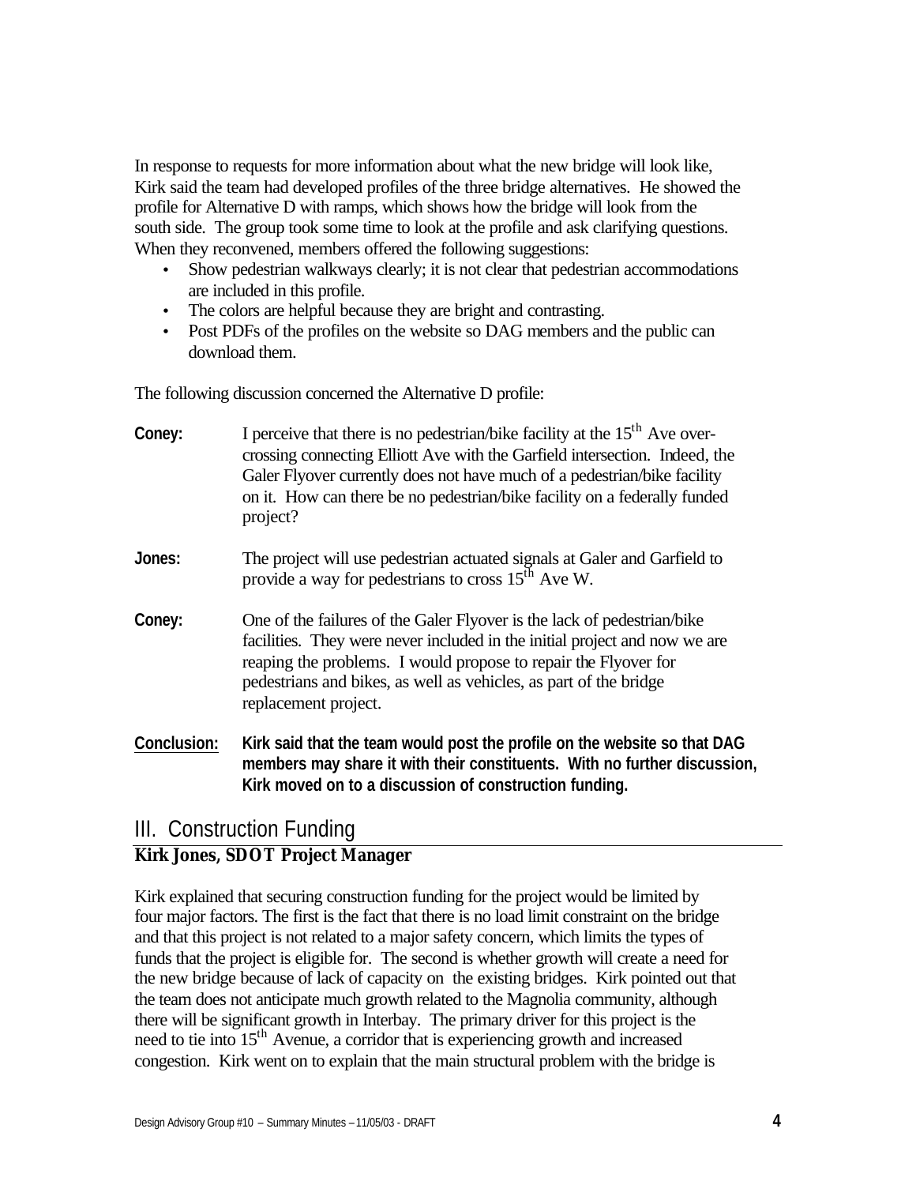In response to requests for more information about what the new bridge will look like, Kirk said the team had developed profiles of the three bridge alternatives. He showed the profile for Alternative D with ramps, which shows how the bridge will look from the south side. The group took some time to look at the profile and ask clarifying questions. When they reconvened, members offered the following suggestions:

- Show pedestrian walkways clearly; it is not clear that pedestrian accommodations are included in this profile.
- The colors are helpful because they are bright and contrasting.
- Post PDFs of the profiles on the website so DAG members and the public can download them.

The following discussion concerned the Alternative D profile:

**Coney:** I perceive that there is no pedestrian/bike facility at the 15th Ave over-crossing connecting Elliott Ave with the Garfield intersection. Indeed, the Galer Flyover currently does not have much of a pedestrian/bike facility on it. How can there be no pedestrian/bike facility on a federally funded project?

**Jones:** The project will use pedestrian actuated signals at Galer and Garfield to provide a way for pedestrians to cross 15th Ave W.

**Coney:** One of the failures of the Galer Flyover is the lack of pedestrian/bike facilities. They were never included in the initial project and now we are reaping the problems. I would propose to repair the Flyover for pedestrians and bikes, as well as vehicles, as part of the bridge replacement project.

**Conclusion:** **Kirk said that the team would post the profile on the website so that DAG members may share it with their constituents. With no further discussion, Kirk moved on to a discussion of construction funding.**

## III. Construction Funding

**Kirk Jones, SDOT Project Manager**

Kirk explained that securing construction funding for the project would be limited by four major factors. The first is the fact that there is no load limit constraint on the bridge and that this project is not related to a major safety concern, which limits the types of funds that the project is eligible for. The second is whether growth will create a need for the new bridge because of lack of capacity on the existing bridges. Kirk pointed out that the team does not anticipate much growth related to the Magnolia community, although there will be significant growth in Interbay. The primary driver for this project is the need to tie into 15th Avenue, a corridor that is experiencing growth and increased congestion. Kirk went on to explain that the main structural problem with the bridge is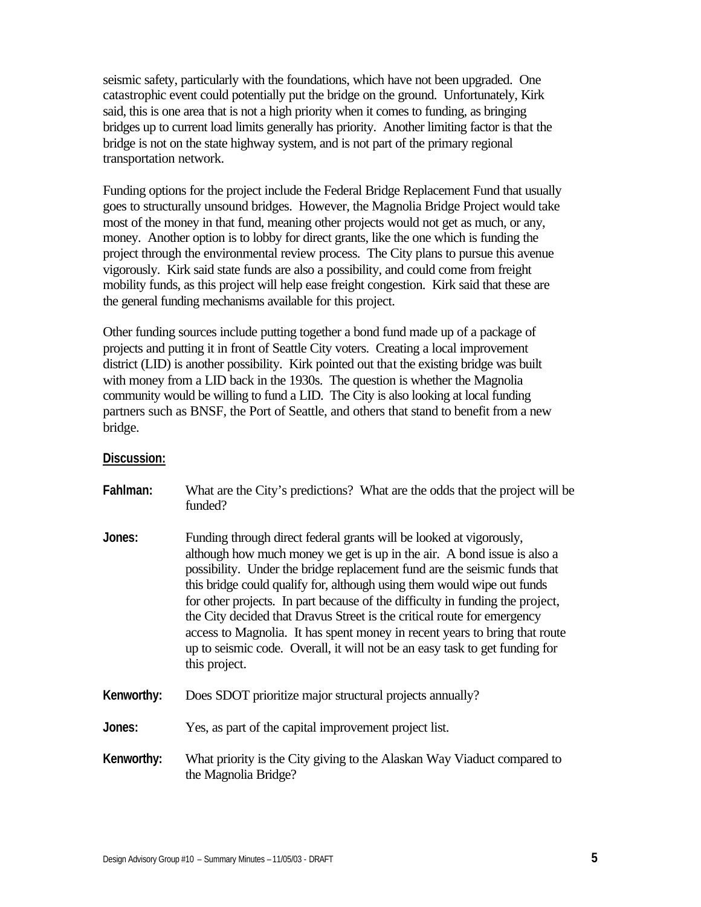seismic safety, particularly with the foundations, which have not been upgraded. One catastrophic event could potentially put the bridge on the ground. Unfortunately, Kirk said, this is one area that is not a high priority when it comes to funding, as bringing bridges up to current load limits generally has priority. Another limiting factor is that the bridge is not on the state highway system, and is not part of the primary regional transportation network.

Funding options for the project include the Federal Bridge Replacement Fund that usually goes to structurally unsound bridges. However, the Magnolia Bridge Project would take most of the money in that fund, meaning other projects would not get as much, or any, money. Another option is to lobby for direct grants, like the one which is funding the project through the environmental review process. The City plans to pursue this avenue vigorously. Kirk said state funds are also a possibility, and could come from freight mobility funds, as this project will help ease freight congestion. Kirk said that these are the general funding mechanisms available for this project.

Other funding sources include putting together a bond fund made up of a package of projects and putting it in front of Seattle City voters. Creating a local improvement district (LID) is another possibility. Kirk pointed out that the existing bridge was built with money from a LID back in the 1930s. The question is whether the Magnolia community would be willing to fund a LID. The City is also looking at local funding partners such as BNSF, the Port of Seattle, and others that stand to benefit from a new bridge.

**Discussion:**

**Fahlman:** What are the City's predictions? What are the odds that the project will be funded?

**Jones:** Funding through direct federal grants will be looked at vigorously, although how much money we get is up in the air. A bond issue is also a possibility. Under the bridge replacement fund are the seismic funds that this bridge could qualify for, although using them would wipe out funds for other projects. In part because of the difficulty in funding the project, the City decided that Dravus Street is the critical route for emergency access to Magnolia. It has spent money in recent years to bring that route up to seismic code. Overall, it will not be an easy task to get funding for this project.

**Kenworthy:** Does SDOT prioritize major structural projects annually?

**Jones:** Yes, as part of the capital improvement project list.

**Kenworthy:** What priority is the City giving to the Alaskan Way Viaduct compared to the Magnolia Bridge?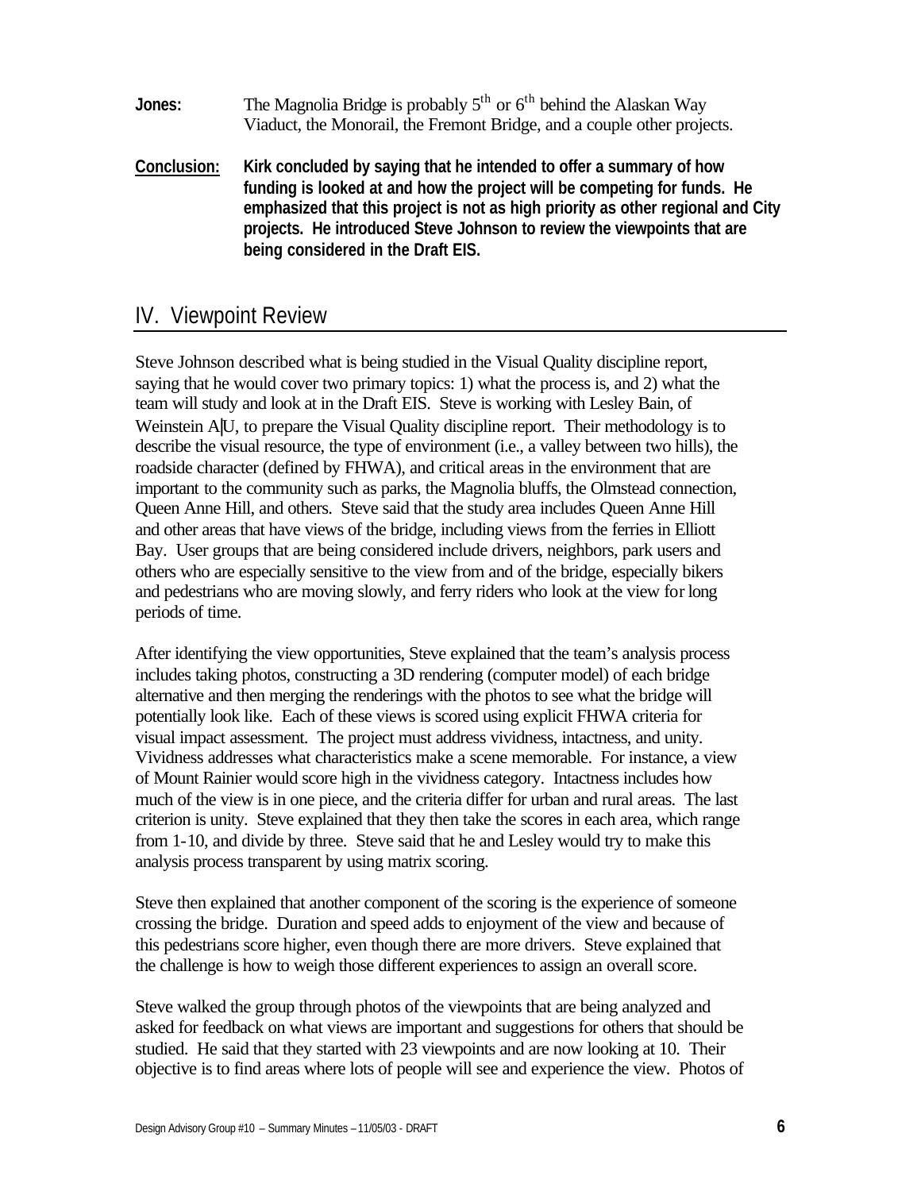**Jones:** The Magnolia Bridge is probably 5th or 6th behind the Alaskan Way Viaduct, the Monorail, the Fremont Bridge, and a couple other projects.

**Conclusion:** **Kirk concluded by saying that he intended to offer a summary of how funding is looked at and how the project will be competing for funds. He emphasized that this project is not as high priority as other regional and City projects. He introduced Steve Johnson to review the viewpoints that are being considered in the Draft EIS.**

## IV. Viewpoint Review

Steve Johnson described what is being studied in the Visual Quality discipline report, saying that he would cover two primary topics: 1) what the process is, and 2) what the team will study and look at in the Draft EIS. Steve is working with Lesley Bain, of Weinstein A|U, to prepare the Visual Quality discipline report. Their methodology is to describe the visual resource, the type of environment (i.e., a valley between two hills), the roadside character (defined by FHWA), and critical areas in the environment that are important to the community such as parks, the Magnolia bluffs, the Olmstead connection, Queen Anne Hill, and others. Steve said that the study area includes Queen Anne Hill and other areas that have views of the bridge, including views from the ferries in Elliott Bay. User groups that are being considered include drivers, neighbors, park users and others who are especially sensitive to the view from and of the bridge, especially bikers and pedestrians who are moving slowly, and ferry riders who look at the view for long periods of time.

After identifying the view opportunities, Steve explained that the team's analysis process includes taking photos, constructing a 3D rendering (computer model) of each bridge alternative and then merging the renderings with the photos to see what the bridge will potentially look like. Each of these views is scored using explicit FHWA criteria for visual impact assessment. The project must address vividness, intactness, and unity. Vividness addresses what characteristics make a scene memorable. For instance, a view of Mount Rainier would score high in the vividness category. Intactness includes how much of the view is in one piece, and the criteria differ for urban and rural areas. The last criterion is unity. Steve explained that they then take the scores in each area, which range from 1-10, and divide by three. Steve said that he and Lesley would try to make this analysis process transparent by using matrix scoring.

Steve then explained that another component of the scoring is the experience of someone crossing the bridge. Duration and speed adds to enjoyment of the view and because of this pedestrians score higher, even though there are more drivers. Steve explained that the challenge is how to weigh those different experiences to assign an overall score.

Steve walked the group through photos of the viewpoints that are being analyzed and asked for feedback on what views are important and suggestions for others that should be studied. He said that they started with 23 viewpoints and are now looking at 10. Their objective is to find areas where lots of people will see and experience the view. Photos of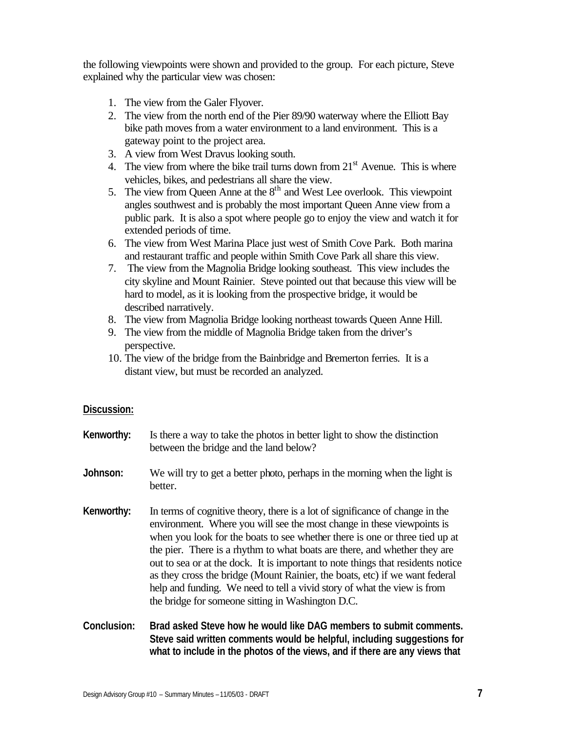the following viewpoints were shown and provided to the group. For each picture, Steve explained why the particular view was chosen:

1. The view from the Galer Flyover.
2. The view from the north end of the Pier 89/90 waterway where the Elliott Bay bike path moves from a water environment to a land environment. This is a gateway point to the project area.
3. A view from West Dravus looking south.
4. The view from where the bike trail turns down from 21st Avenue. This is where vehicles, bikes, and pedestrians all share the view.
5. The view from Queen Anne at the 8th and West Lee overlook. This viewpoint angles southwest and is probably the most important Queen Anne view from a public park. It is also a spot where people go to enjoy the view and watch it for extended periods of time.
6. The view from West Marina Place just west of Smith Cove Park. Both marina and restaurant traffic and people within Smith Cove Park all share this view.
7. The view from the Magnolia Bridge looking southeast. This view includes the city skyline and Mount Rainier. Steve pointed out that because this view will be hard to model, as it is looking from the prospective bridge, it would be described narratively.
8. The view from Magnolia Bridge looking northeast towards Queen Anne Hill.
9. The view from the middle of Magnolia Bridge taken from the driver's perspective.
10. The view of the bridge from the Bainbridge and Bremerton ferries. It is a distant view, but must be recorded an analyzed.

**Discussion:**

**Kenworthy:** Is there a way to take the photos in better light to show the distinction between the bridge and the land below?

**Johnson:** We will try to get a better photo, perhaps in the morning when the light is better.

**Kenworthy:** In terms of cognitive theory, there is a lot of significance of change in the environment. Where you will see the most change in these viewpoints is when you look for the boats to see whether there is one or three tied up at the pier. There is a rhythm to what boats are there, and whether they are out to sea or at the dock. It is important to note things that residents notice as they cross the bridge (Mount Rainier, the boats, etc) if we want federal help and funding. We need to tell a vivid story of what the view is from the bridge for someone sitting in Washington D.C.

**Conclusion:** **Brad asked Steve how he would like DAG members to submit comments. Steve said written comments would be helpful, including suggestions for what to include in the photos of the views, and if there are any views that**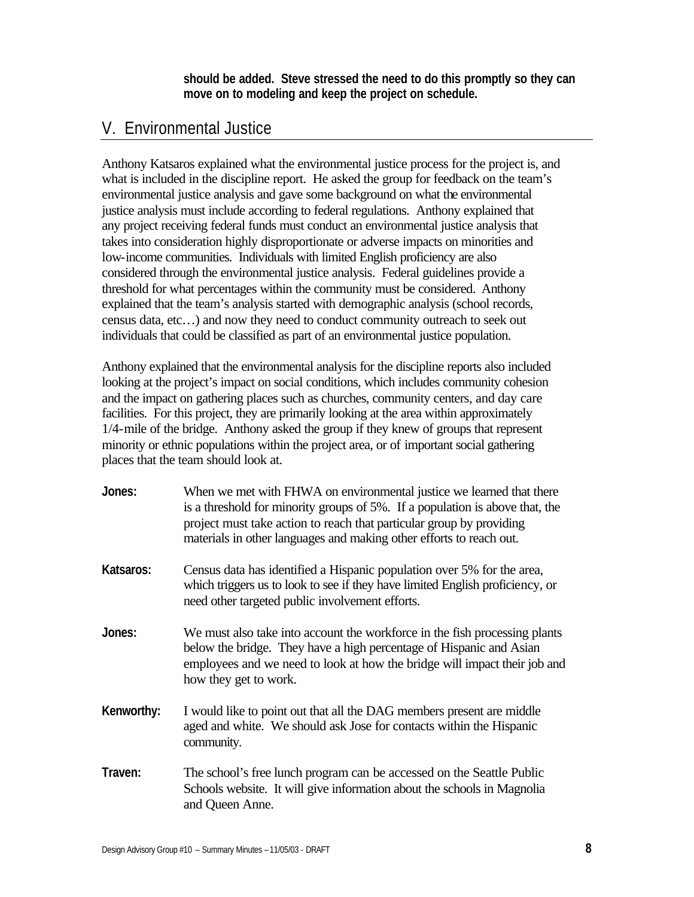**should be added. Steve stressed the need to do this promptly so they can move on to modeling and keep the project on schedule.**

## V. Environmental Justice

Anthony Katsaros explained what the environmental justice process for the project is, and what is included in the discipline report. He asked the group for feedback on the team's environmental justice analysis and gave some background on what the environmental justice analysis must include according to federal regulations. Anthony explained that any project receiving federal funds must conduct an environmental justice analysis that takes into consideration highly disproportionate or adverse impacts on minorities and low-income communities. Individuals with limited English proficiency are also considered through the environmental justice analysis. Federal guidelines provide a threshold for what percentages within the community must be considered. Anthony explained that the team's analysis started with demographic analysis (school records, census data, etc…) and now they need to conduct community outreach to seek out individuals that could be classified as part of an environmental justice population.

Anthony explained that the environmental analysis for the discipline reports also included looking at the project's impact on social conditions, which includes community cohesion and the impact on gathering places such as churches, community centers, and day care facilities. For this project, they are primarily looking at the area within approximately 1/4-mile of the bridge. Anthony asked the group if they knew of groups that represent minority or ethnic populations within the project area, or of important social gathering places that the team should look at.

**Jones:** When we met with FHWA on environmental justice we learned that there is a threshold for minority groups of 5%. If a population is above that, the project must take action to reach that particular group by providing materials in other languages and making other efforts to reach out.

**Katsaros:** Census data has identified a Hispanic population over 5% for the area, which triggers us to look to see if they have limited English proficiency, or need other targeted public involvement efforts.

**Jones:** We must also take into account the workforce in the fish processing plants below the bridge. They have a high percentage of Hispanic and Asian employees and we need to look at how the bridge will impact their job and how they get to work.

**Kenworthy:** I would like to point out that all the DAG members present are middle aged and white. We should ask Jose for contacts within the Hispanic community.

**Traven:** The school's free lunch program can be accessed on the Seattle Public Schools website. It will give information about the schools in Magnolia and Queen Anne.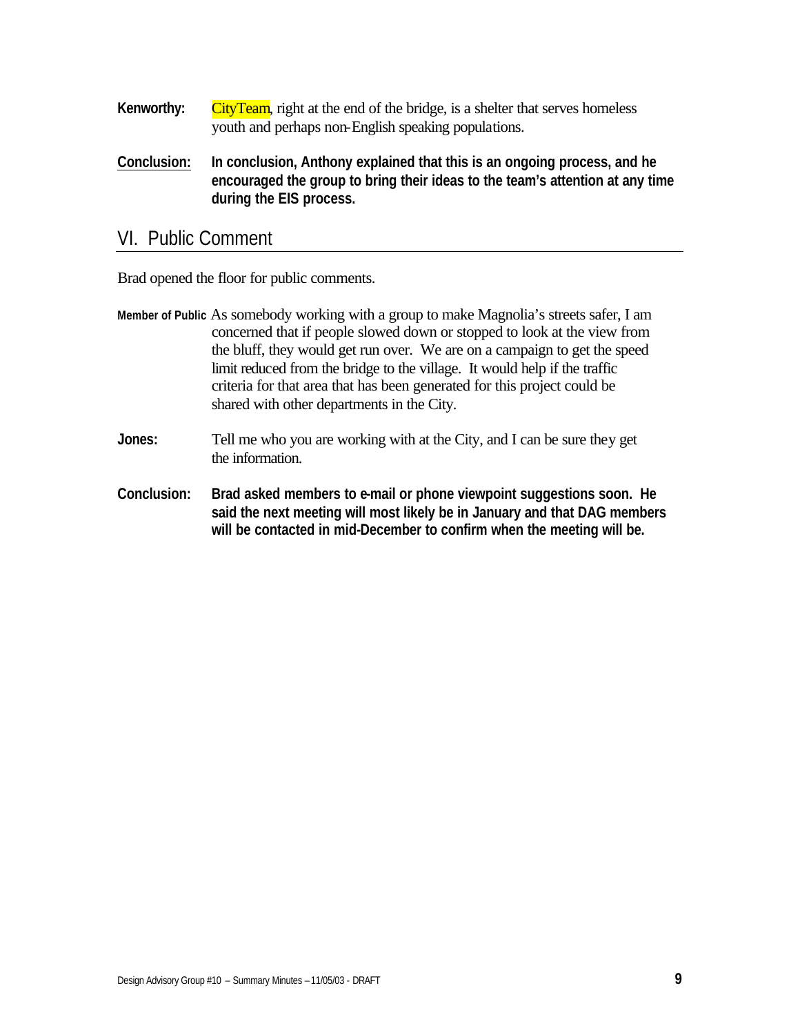**Kenworthy:** CityTeam, right at the end of the bridge, is a shelter that serves homeless youth and perhaps non-English speaking populations.

**Conclusion: In conclusion, Anthony explained that this is an ongoing process, and he encouraged the group to bring their ideas to the team's attention at any time during the EIS process.**

## VI. Public Comment

Brad opened the floor for public comments.

**Member of Public** As somebody working with a group to make Magnolia's streets safer, I am concerned that if people slowed down or stopped to look at the view from the bluff, they would get run over. We are on a campaign to get the speed limit reduced from the bridge to the village. It would help if the traffic criteria for that area that has been generated for this project could be shared with other departments in the City.

**Jones:** Tell me who you are working with at the City, and I can be sure they get the information.

**Conclusion: Brad asked members to e-mail or phone viewpoint suggestions soon. He said the next meeting will most likely be in January and that DAG members will be contacted in mid-December to confirm when the meeting will be.**